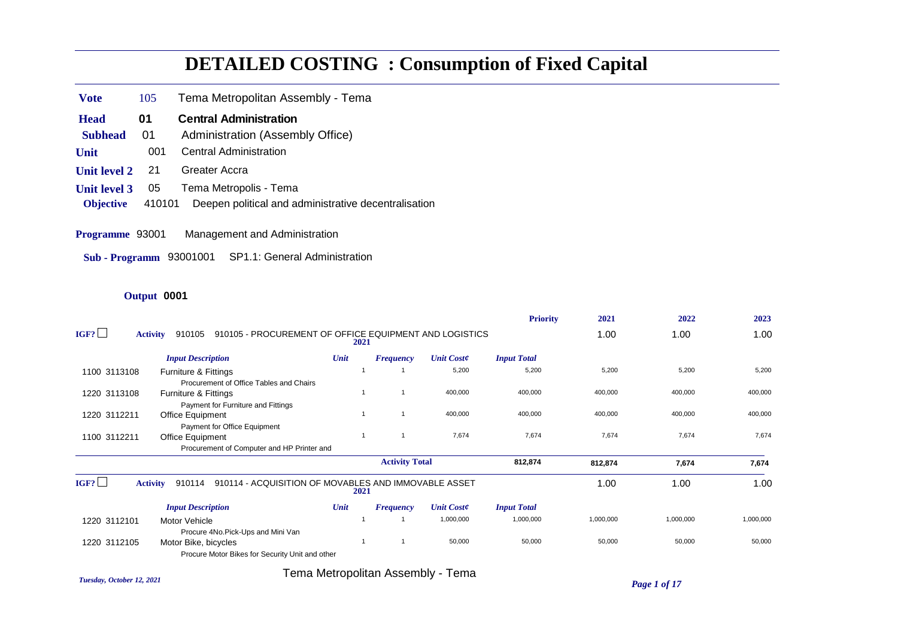# DETAILED COSTING : Consumption of Fixed Capital

**Vote** 105 Tema Metropolitan Assembly - Tema

**Head** **01** **Central Administration**

**Subhead** 01 Administration (Assembly Office)

**Unit** 001 Central Administration

**Unit level 2** 21 Greater Accra

**Unit level 3** 05 Tema Metropolis - Tema

**Objective** 410101 Deepen political and administrative decentralisation

**Programme** 93001 Management and Administration

**Sub - Programm** 93001001 SP1.1: General Administration

**Output 0001**

| IGF? | | *Input Description* | *Unit* | *Frequency* | *Unit Cost¢* | *Input Total* | 2021 | 2022 | 2023 |
|---|---|---|---|---|---|---|---|---|---|
| ☐ | **Activity** 910105 | 910105 - PROCUREMENT OF OFFICE EQUIPMENT AND LOGISTICS **2021** | | | | **Priority** | 1.00 | 1.00 | 1.00 |
| 1100 | 3113108 | Furniture & Fittings<br>Procurement of Office Tables and Chairs | 1 | 1 | 5,200 | 5,200 | 5,200 | 5,200 | 5,200 |
| 1220 | 3113108 | Furniture & Fittings<br>Payment for Furniture and Fittings | 1 | 1 | 400,000 | 400,000 | 400,000 | 400,000 | 400,000 |
| 1220 | 3112211 | Office Equipment<br>Payment for Office Equipment | 1 | 1 | 400,000 | 400,000 | 400,000 | 400,000 | 400,000 |
| 1100 | 3112211 | Office Equipment<br>Procurement of Computer and HP Printer and | 1 | 1 | 7,674 | 7,674 | 7,674 | 7,674 | 7,674 |
| | | | | **Activity Total** | | **812,874** | **812,874** | **7,674** | **7,674** |
| ☐ | **Activity** 910114 | 910114 - ACQUISITION OF MOVABLES AND IMMOVABLE ASSET **2021** | | | | | 1.00 | 1.00 | 1.00 |
| 1220 | 3112101 | Motor Vehicle<br>Procure 4No.Pick-Ups and Mini Van | 1 | 1 | 1,000,000 | 1,000,000 | 1,000,000 | 1,000,000 | 1,000,000 |
| 1220 | 3112105 | Motor Bike, bicycles<br>Procure Motor Bikes for Security Unit and other | 1 | 1 | 50,000 | 50,000 | 50,000 | 50,000 | 50,000 |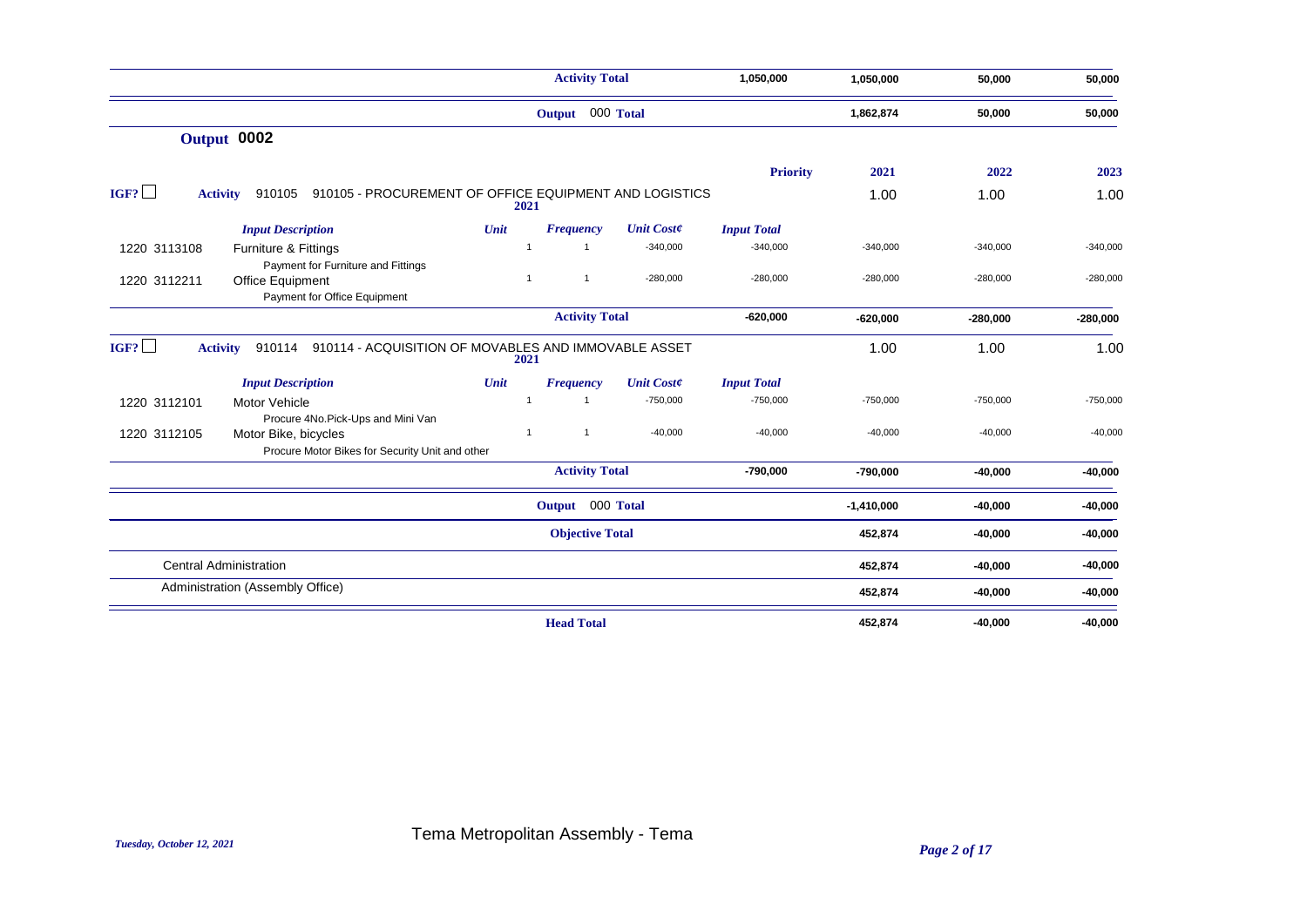| | | | Activity Total | | 1,050,000 | 1,050,000 | 50,000 | 50,000 |
|---|---|---|---|---|---|---|---|---|
| | | | Output 000 Total | | | 1,862,874 | 50,000 | 50,000 |

## Output 0002

| | | | | | Priority | 2021 | 2022 | 2023 |
|---|---|---|---|---|---|---|---|---|
| IGF? ☐ | Activity 910105 910105 - PROCUREMENT OF OFFICE EQUIPMENT AND LOGISTICS 2021 | | | | | 1.00 | 1.00 | 1.00 |
| | Input Description | Unit | Frequency | Unit Cost¢ | Input Total | | | |
| 1220 3113108 | Furniture & Fittings<br>Payment for Furniture and Fittings | 1 | 1 | -340,000 | -340,000 | -340,000 | -340,000 | -340,000 |
| 1220 3112211 | Office Equipment<br>Payment for Office Equipment | 1 | 1 | -280,000 | -280,000 | -280,000 | -280,000 | -280,000 |
| | | | Activity Total | | -620,000 | -620,000 | -280,000 | -280,000 |
| IGF? ☐ | Activity 910114 910114 - ACQUISITION OF MOVABLES AND IMMOVABLE ASSET 2021 | | | | | 1.00 | 1.00 | 1.00 |
| | Input Description | Unit | Frequency | Unit Cost¢ | Input Total | | | |
| 1220 3112101 | Motor Vehicle<br>Procure 4No.Pick-Ups and Mini Van | 1 | 1 | -750,000 | -750,000 | -750,000 | -750,000 | -750,000 |
| 1220 3112105 | Motor Bike, bicycles<br>Procure Motor Bikes for Security Unit and other | 1 | 1 | -40,000 | -40,000 | -40,000 | -40,000 | -40,000 |
| | | | Activity Total | | -790,000 | -790,000 | -40,000 | -40,000 |
| | | | Output 000 Total | | | -1,410,000 | -40,000 | -40,000 |
| | | | Objective Total | | | 452,874 | -40,000 | -40,000 |
| Central Administration | | | | | | 452,874 | -40,000 | -40,000 |
| Administration (Assembly Office) | | | | | | 452,874 | -40,000 | -40,000 |
| | | | Head Total | | | 452,874 | -40,000 | -40,000 |

Tema Metropolitan Assembly - Tema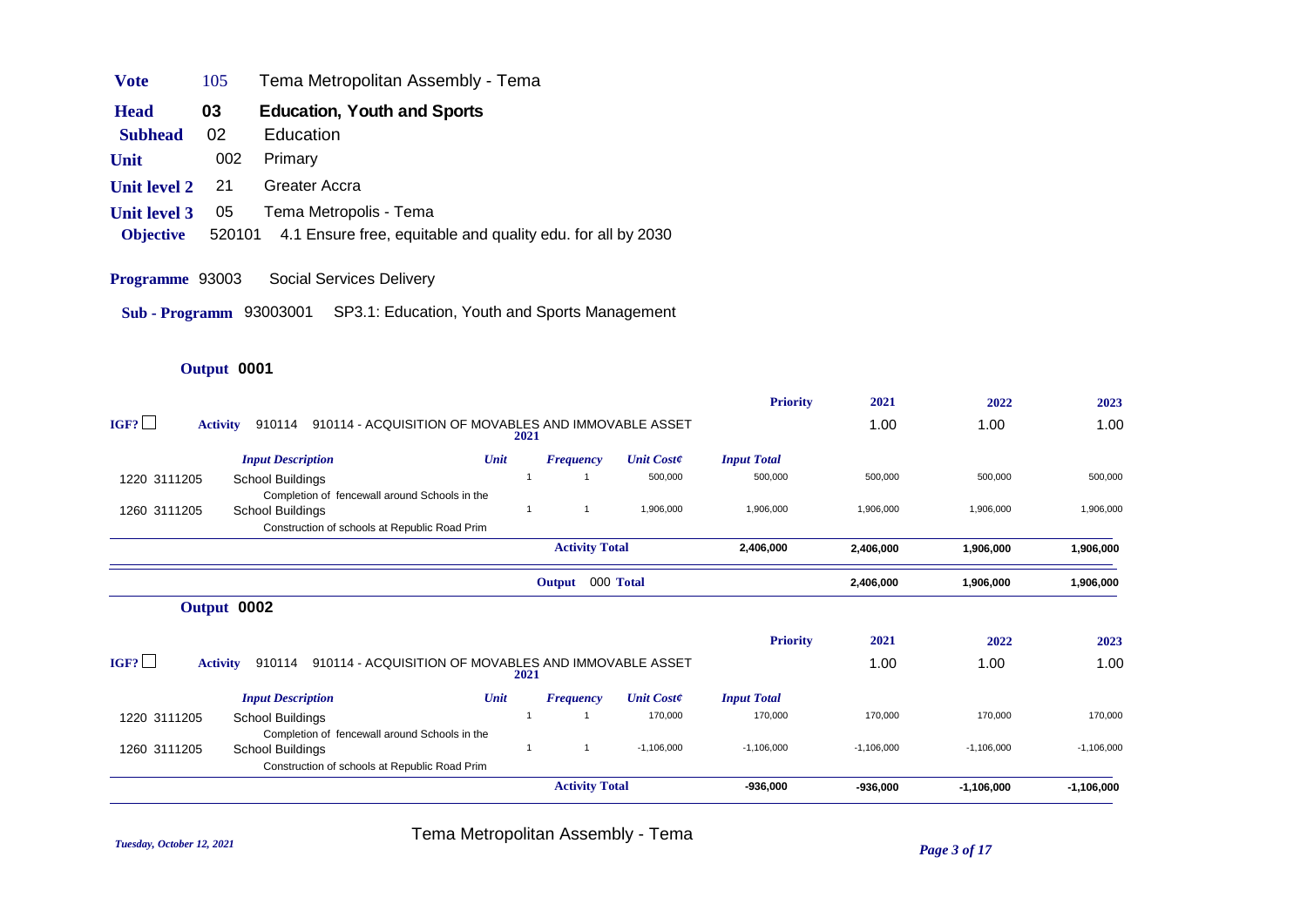| | | |
|---|---|---|
| **Vote** | 105 | Tema Metropolitan Assembly - Tema |
| **Head** | **03** | **Education, Youth and Sports** |
| **Subhead** | 02 | Education |
| **Unit** | 002 | Primary |
| **Unit level 2** | 21 | Greater Accra |
| **Unit level 3** | 05 | Tema Metropolis - Tema |
| **Objective** | 520101 | 4.1 Ensure free, equitable and quality edu. for all by 2030 |

**Programme** 93003 Social Services Delivery

**Sub - Programm** 93003001 SP3.1: Education, Youth and Sports Management

**Output 0001**

| | | | | | | **Priority** | **2021** | **2022** | **2023** |
|---|---|---|---|---|---|---|---|---|---|
| IGF? ☐ | **Activity** 910114 910114 - ACQUISITION OF MOVABLES AND IMMOVABLE ASSET | | **2021** | | | | 1.00 | 1.00 | 1.00 |
| | ***Input Description*** | ***Unit*** | ***Frequency*** | ***Unit Cost¢*** | ***Input Total*** | | | | |
| 1220 3111205 | School Buildings<br>Completion of fencewall around Schools in the | 1 | 1 | 500,000 | 500,000 | | 500,000 | 500,000 | 500,000 |
| 1260 3111205 | School Buildings<br>Construction of schools at Republic Road Prim | 1 | 1 | 1,906,000 | 1,906,000 | | 1,906,000 | 1,906,000 | 1,906,000 |
| | | | **Activity Total** | | **2,406,000** | | **2,406,000** | **1,906,000** | **1,906,000** |
| | | | **Output 000 Total** | | | | **2,406,000** | **1,906,000** | **1,906,000** |

**Output 0002**

| | | | | | | **Priority** | **2021** | **2022** | **2023** |
|---|---|---|---|---|---|---|---|---|---|
| IGF? ☐ | **Activity** 910114 910114 - ACQUISITION OF MOVABLES AND IMMOVABLE ASSET | | **2021** | | | | 1.00 | 1.00 | 1.00 |
| | ***Input Description*** | ***Unit*** | ***Frequency*** | ***Unit Cost¢*** | ***Input Total*** | | | | |
| 1220 3111205 | School Buildings<br>Completion of fencewall around Schools in the | 1 | 1 | 170,000 | 170,000 | | 170,000 | 170,000 | 170,000 |
| 1260 3111205 | School Buildings<br>Construction of schools at Republic Road Prim | 1 | 1 | -1,106,000 | -1,106,000 | | -1,106,000 | -1,106,000 | -1,106,000 |
| | | | **Activity Total** | | **-936,000** | | **-936,000** | **-1,106,000** | **-1,106,000** |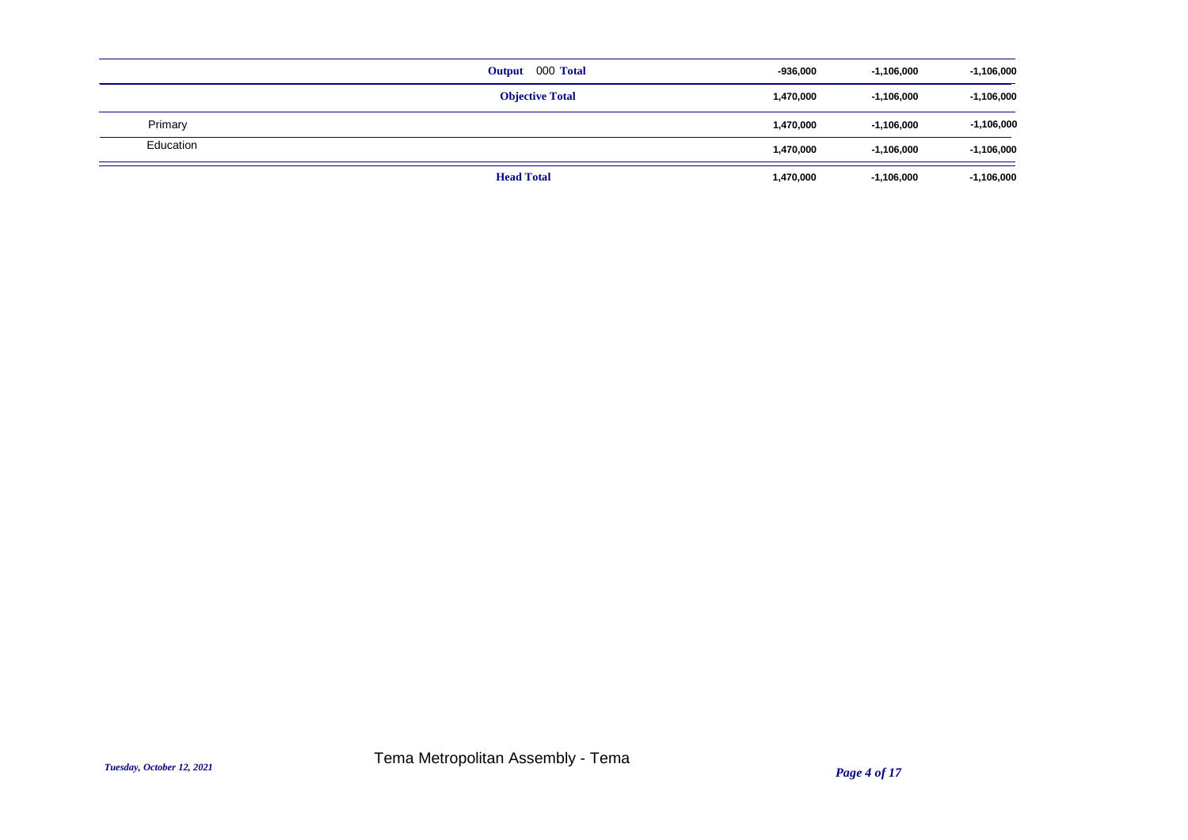| | | | | |
|---|---|---|---|---|
| | **Output** 000 **Total** | -936,000 | -1,106,000 | -1,106,000 |
| | **Objective Total** | 1,470,000 | -1,106,000 | -1,106,000 |
| Primary | | 1,470,000 | -1,106,000 | -1,106,000 |
| Education | | 1,470,000 | -1,106,000 | -1,106,000 |
| | **Head Total** | 1,470,000 | -1,106,000 | -1,106,000 |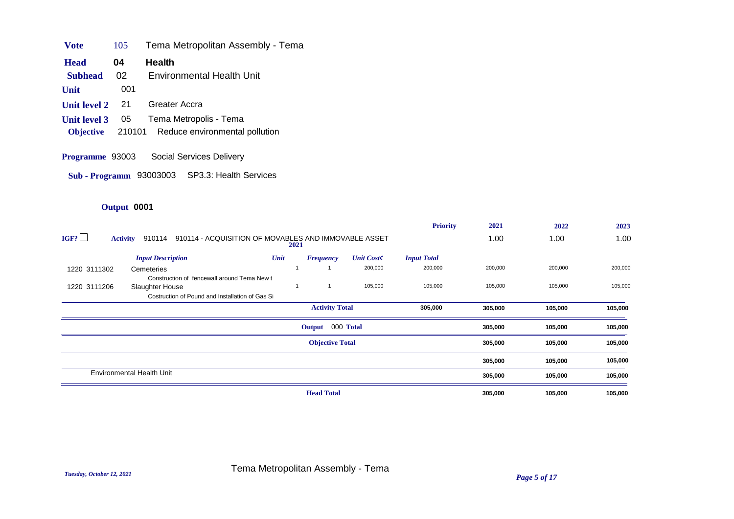**Vote** 105 Tema Metropolitan Assembly - Tema

**Head** **04** **Health**

**Subhead** 02 Environmental Health Unit

**Unit** 001

**Unit level 2** 21 Greater Accra

**Unit level 3** 05 Tema Metropolis - Tema

**Objective** 210101 Reduce environmental pollution

**Programme** 93003 Social Services Delivery

**Sub - Programm** 93003003 SP3.3: Health Services

**Output 0001**

| | | | | | Priority | 2021 | 2022 | 2023 |
|---|---|---|---|---|---|---|---|---|
| IGF? ☐ | **Activity** 910114 910114 - ACQUISITION OF MOVABLES AND IMMOVABLE ASSET | 2021 | | | | 1.00 | 1.00 | 1.00 |
| | *Input Description* | *Unit* | *Frequency* | *Unit Cost¢* | *Input Total* | | | |
| 1220 3111302 | Cemeteries<br>Construction of fencewall around Tema New t | 1 | 1 | 200,000 | 200,000 | 200,000 | 200,000 | 200,000 |
| 1220 3111206 | Slaughter House<br>Costruction of Pound and Installation of Gas Si | 1 | 1 | 105,000 | 105,000 | 105,000 | 105,000 | 105,000 |
| | | | **Activity Total** | | **305,000** | **305,000** | **105,000** | **105,000** |
| | | | **Output 000 Total** | | | **305,000** | **105,000** | **105,000** |
| | | | **Objective Total** | | | **305,000** | **105,000** | **105,000** |
| | | | | | | **305,000** | **105,000** | **105,000** |
| | Environmental Health Unit | | | | | **305,000** | **105,000** | **105,000** |
| | | | **Head Total** | | | **305,000** | **105,000** | **105,000** |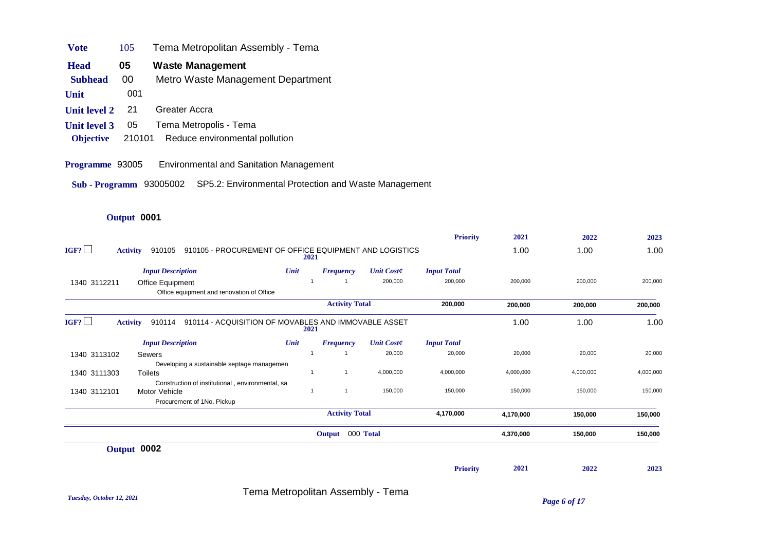| | | |
|---|---|---|
| **Vote** | 105 | Tema Metropolitan Assembly - Tema |
| **Head** | **05** | **Waste Management** |
| **Subhead** | 00 | Metro Waste Management Department |
| **Unit** | 001 | |
| **Unit level 2** | 21 | Greater Accra |
| **Unit level 3** | 05 | Tema Metropolis - Tema |
| **Objective** | 210101 | Reduce environmental pollution |

**Programme** 93005 Environmental and Sanitation Management

**Sub - Programm** 93005002 SP5.2: Environmental Protection and Waste Management

**Output 0001**

| | | | | | Priority | 2021 | 2022 | 2023 |
|---|---|---|---|---|---|---|---|---|
| IGF? ☐ | **Activity** 910105 910105 - PROCUREMENT OF OFFICE EQUIPMENT AND LOGISTICS **2021** | | | | | 1.00 | 1.00 | 1.00 |
| | *Input Description* | *Unit* | *Frequency* | *Unit Cost¢* | *Input Total* | | | |
| 1340 3112211 | Office Equipment<br>Office equipment and renovation of Office | 1 | 1 | 200,000 | 200,000 | 200,000 | 200,000 | 200,000 |
| | | | **Activity Total** | | **200,000** | **200,000** | **200,000** | **200,000** |
| IGF? ☐ | **Activity** 910114 910114 - ACQUISITION OF MOVABLES AND IMMOVABLE ASSET **2021** | | | | | 1.00 | 1.00 | 1.00 |
| | *Input Description* | *Unit* | *Frequency* | *Unit Cost¢* | *Input Total* | | | |
| 1340 3113102 | Sewers<br>Developing a sustainable septage managemen | 1 | 1 | 20,000 | 20,000 | 20,000 | 20,000 | 20,000 |
| 1340 3111303 | Toilets<br>Construction of institutional , environmental, sa | 1 | 1 | 4,000,000 | 4,000,000 | 4,000,000 | 4,000,000 | 4,000,000 |
| 1340 3112101 | Motor Vehicle<br>Procurement of 1No. Pickup | 1 | 1 | 150,000 | 150,000 | 150,000 | 150,000 | 150,000 |
| | | | **Activity Total** | | **4,170,000** | **4,170,000** | **150,000** | **150,000** |
| | | | **Output** 000 **Total** | | | **4,370,000** | **150,000** | **150,000** |

**Output 0002**

| Priority | 2021 | 2022 | 2023 |
|---|---|---|---|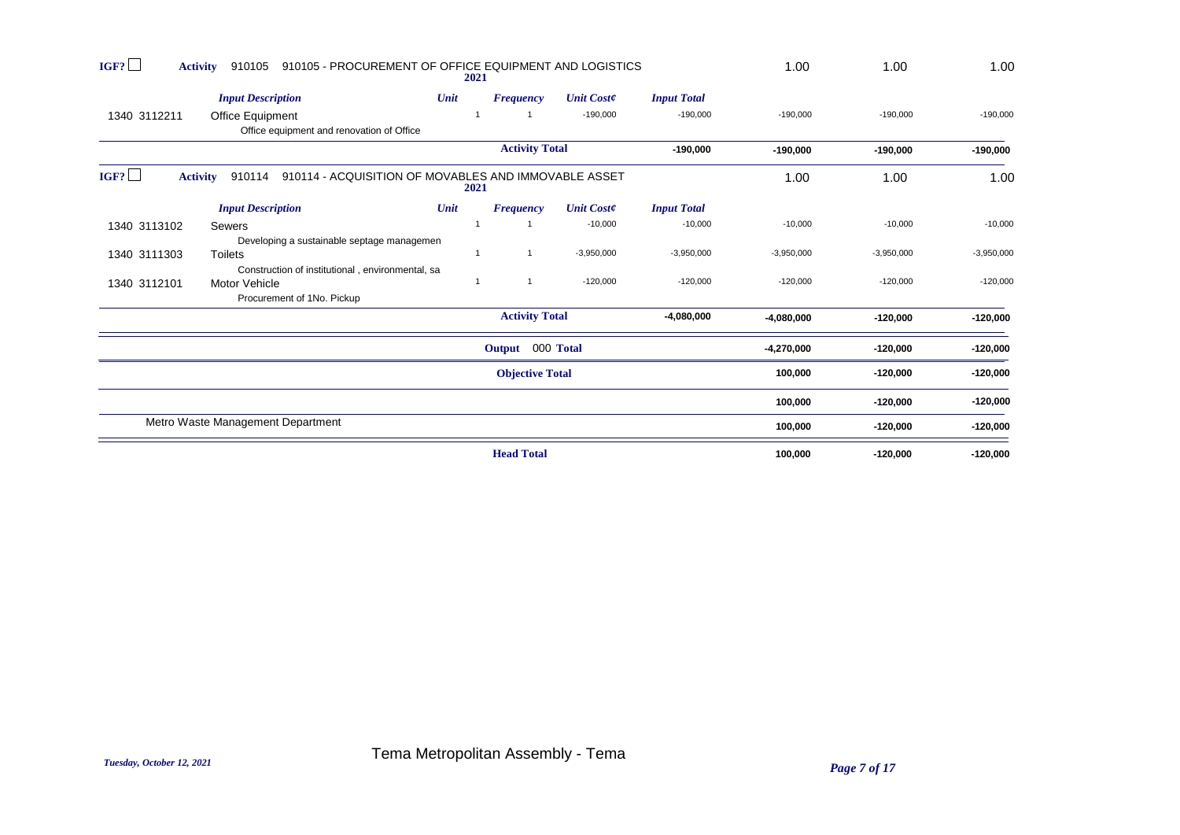| | | | | | | | | |
|---|---|---|---|---|---|---|---|---|
| IGF? ☐ | **Activity** 910105 910105 - PROCUREMENT OF OFFICE EQUIPMENT AND LOGISTICS **2021** | | | | | 1.00 | 1.00 | 1.00 |
| | *Input Description* | *Unit* | *Frequency* | *Unit Cost¢* | *Input Total* | | | |
| 1340 3112211 | Office Equipment<br>Office equipment and renovation of Office | 1 | 1 | -190,000 | -190,000 | -190,000 | -190,000 | -190,000 |
| | | | **Activity Total** | | **-190,000** | **-190,000** | **-190,000** | **-190,000** |
| IGF? ☐ | **Activity** 910114 910114 - ACQUISITION OF MOVABLES AND IMMOVABLE ASSET **2021** | | | | | 1.00 | 1.00 | 1.00 |
| | *Input Description* | *Unit* | *Frequency* | *Unit Cost¢* | *Input Total* | | | |
| 1340 3113102 | Sewers<br>Developing a sustainable septage managemen | 1 | 1 | -10,000 | -10,000 | -10,000 | -10,000 | -10,000 |
| 1340 3111303 | Toilets<br>Construction of institutional , environmental, sa | 1 | 1 | -3,950,000 | -3,950,000 | -3,950,000 | -3,950,000 | -3,950,000 |
| 1340 3112101 | Motor Vehicle<br>Procurement of 1No. Pickup | 1 | 1 | -120,000 | -120,000 | -120,000 | -120,000 | -120,000 |
| | | | **Activity Total** | | **-4,080,000** | **-4,080,000** | **-120,000** | **-120,000** |
| | | | **Output** 000 **Total** | | | **-4,270,000** | **-120,000** | **-120,000** |
| | | | **Objective Total** | | | **100,000** | **-120,000** | **-120,000** |
| | | | | | | **100,000** | **-120,000** | **-120,000** |
| | Metro Waste Management Department | | | | | **100,000** | **-120,000** | **-120,000** |
| | | | **Head Total** | | | **100,000** | **-120,000** | **-120,000** |

Tema Metropolitan Assembly - Tema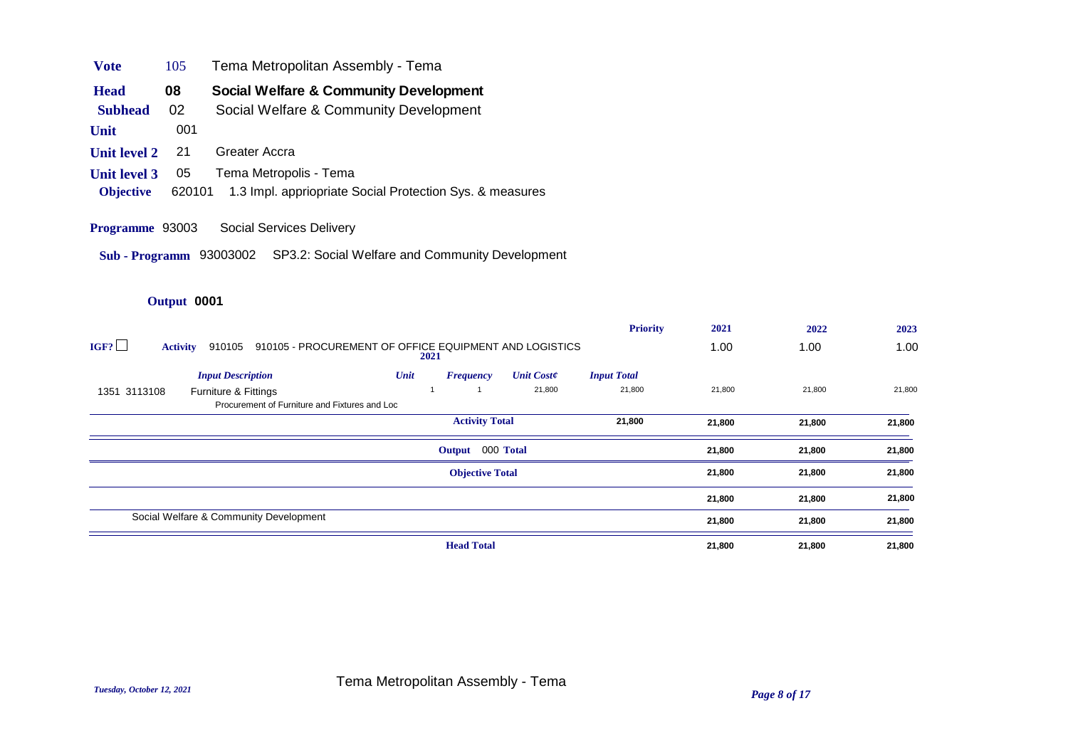| | | |
|---|---|---|
| **Vote** | 105 | Tema Metropolitan Assembly - Tema |
| **Head** | **08** | **Social Welfare & Community Development** |
| **Subhead** | 02 | Social Welfare & Community Development |
| **Unit** | 001 | |
| **Unit level 2** | 21 | Greater Accra |
| **Unit level 3** | 05 | Tema Metropolis - Tema |
| **Objective** | 620101 | 1.3 Impl. appriopriate Social Protection Sys. & measures |

**Programme** 93003 Social Services Delivery

**Sub - Programm** 93003002 SP3.2: Social Welfare and Community Development

**Output 0001**

| IGF? ☐ | **Activity** 910105 910105 - PROCUREMENT OF OFFICE EQUIPMENT AND LOGISTICS 2021 | | | | **Priority** | **2021** | **2022** | **2023** |
|---|---|---|---|---|---|---|---|---|
| | | | | | | 1.00 | 1.00 | 1.00 |
| | *Input Description* | *Unit* | *Frequency* | *Unit Cost¢* | *Input Total* | | | |
| 1351 3113108 | Furniture & Fittings<br>Procurement of Furniture and Fixtures and Loc | 1 | 1 | 21,800 | 21,800 | 21,800 | 21,800 | 21,800 |
| | | | **Activity Total** | | **21,800** | **21,800** | **21,800** | **21,800** |
| | | | **Output 000 Total** | | | **21,800** | **21,800** | **21,800** |
| | | | **Objective Total** | | | **21,800** | **21,800** | **21,800** |
| | | | | | | **21,800** | **21,800** | **21,800** |
| | Social Welfare & Community Development | | | | | **21,800** | **21,800** | **21,800** |
| | | | **Head Total** | | | **21,800** | **21,800** | **21,800** |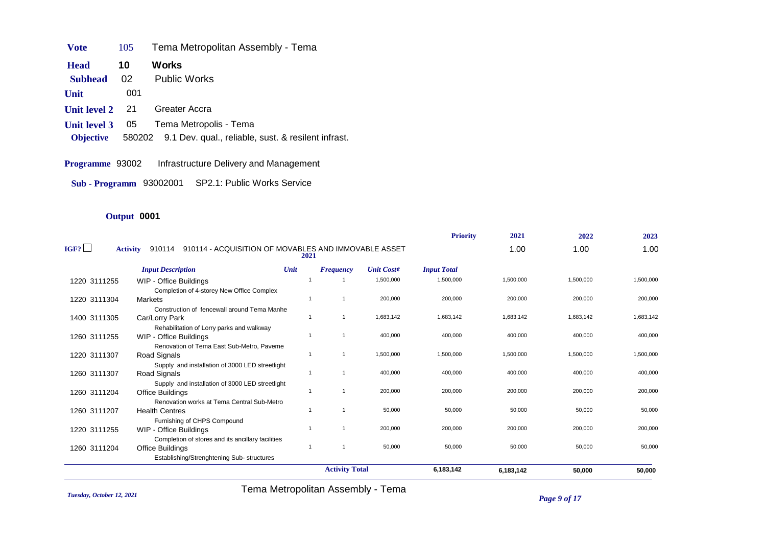| | | |
|---|---|---|
| **Vote** | 105 | Tema Metropolitan Assembly - Tema |
| **Head** | **10** | **Works** |
| **Subhead** | 02 | Public Works |
| **Unit** | 001 | |
| **Unit level 2** | 21 | Greater Accra |
| **Unit level 3** | 05 | Tema Metropolis - Tema |
| **Objective** | 580202 | 9.1 Dev. qual., reliable, sust. & resilent infrast. |

**Programme** 93002 Infrastructure Delivery and Management

**Sub - Programm** 93002001 SP2.1: Public Works Service

**Output 0001**

**IGF?** ☐ **Activity** 910114 910114 - ACQUISITION OF MOVABLES AND IMMOVABLE ASSET

| | | | | | **Priority** | **2021** | **2022** | **2023** |
|---|---|---|---|---|---|---|---|---|
| | | **2021** | | | | 1.00 | 1.00 | 1.00 |
| | ***Input Description*** | ***Unit*** | ***Frequency*** | ***Unit Cost¢*** | ***Input Total*** | | | |
| 1220 3111255 | WIP - Office Buildings<br>Completion of 4-storey New Office Complex | 1 | 1 | 1,500,000 | 1,500,000 | 1,500,000 | 1,500,000 | 1,500,000 |
| 1220 3111304 | Markets<br>Construction of fencewall around Tema Manhe | 1 | 1 | 200,000 | 200,000 | 200,000 | 200,000 | 200,000 |
| 1400 3111305 | Car/Lorry Park<br>Rehabilitation of Lorry parks and walkway | 1 | 1 | 1,683,142 | 1,683,142 | 1,683,142 | 1,683,142 | 1,683,142 |
| 1260 3111255 | WIP - Office Buildings<br>Renovation of Tema East Sub-Metro, Paveme | 1 | 1 | 400,000 | 400,000 | 400,000 | 400,000 | 400,000 |
| 1220 3111307 | Road Signals<br>Supply and installation of 3000 LED streetlight | 1 | 1 | 1,500,000 | 1,500,000 | 1,500,000 | 1,500,000 | 1,500,000 |
| 1260 3111307 | Road Signals<br>Supply and installation of 3000 LED streetlight | 1 | 1 | 400,000 | 400,000 | 400,000 | 400,000 | 400,000 |
| 1260 3111204 | Office Buildings<br>Renovation works at Tema Central Sub-Metro | 1 | 1 | 200,000 | 200,000 | 200,000 | 200,000 | 200,000 |
| 1260 3111207 | Health Centres<br>Furnishing of CHPS Compound | 1 | 1 | 50,000 | 50,000 | 50,000 | 50,000 | 50,000 |
| 1220 3111255 | WIP - Office Buildings<br>Completion of stores and its ancillary facilities | 1 | 1 | 200,000 | 200,000 | 200,000 | 200,000 | 200,000 |
| 1260 3111204 | Office Buildings<br>Establishing/Strenghtening Sub- structures | 1 | 1 | 50,000 | 50,000 | 50,000 | 50,000 | 50,000 |
| | | | **Activity Total** | | **6,183,142** | **6,183,142** | **50,000** | **50,000** |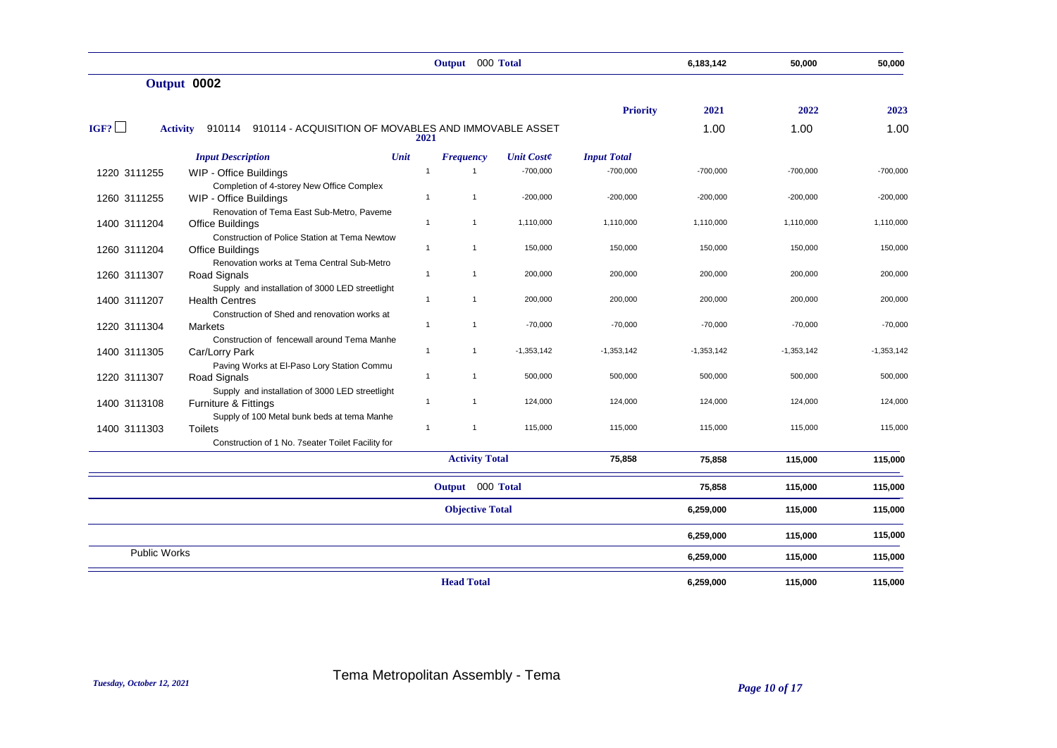| | | | Output 000 Total | | | 6,183,142 | 50,000 | 50,000 |
|---|---|---|---|---|---|---|---|---|

**Output 0002**

| | | | | | Priority | 2021 | 2022 | 2023 |
|---|---|---|---|---|---|---|---|---|
| IGF? ☐ | **Activity** 910114 910114 - ACQUISITION OF MOVABLES AND IMMOVABLE ASSET | 2021 | | | | 1.00 | 1.00 | 1.00 |
| | *Input Description* | *Unit* | *Frequency* | *Unit Cost¢* | *Input Total* | | | |
| 1220 3111255 | WIP - Office Buildings<br>Completion of 4-storey New Office Complex | 1 | 1 | -700,000 | -700,000 | -700,000 | -700,000 | -700,000 |
| 1260 3111255 | WIP - Office Buildings<br>Renovation of Tema East Sub-Metro, Paveme | 1 | 1 | -200,000 | -200,000 | -200,000 | -200,000 | -200,000 |
| 1400 3111204 | Office Buildings<br>Construction of Police Station at Tema Newtow | 1 | 1 | 1,110,000 | 1,110,000 | 1,110,000 | 1,110,000 | 1,110,000 |
| 1260 3111204 | Office Buildings<br>Renovation works at Tema Central Sub-Metro | 1 | 1 | 150,000 | 150,000 | 150,000 | 150,000 | 150,000 |
| 1260 3111307 | Road Signals<br>Supply and installation of 3000 LED streetlight | 1 | 1 | 200,000 | 200,000 | 200,000 | 200,000 | 200,000 |
| 1400 3111207 | Health Centres<br>Construction of Shed and renovation works at | 1 | 1 | 200,000 | 200,000 | 200,000 | 200,000 | 200,000 |
| 1220 3111304 | Markets<br>Construction of fencewall around Tema Manhe | 1 | 1 | -70,000 | -70,000 | -70,000 | -70,000 | -70,000 |
| 1400 3111305 | Car/Lorry Park<br>Paving Works at El-Paso Lory Station Commu | 1 | 1 | -1,353,142 | -1,353,142 | -1,353,142 | -1,353,142 | -1,353,142 |
| 1220 3111307 | Road Signals<br>Supply and installation of 3000 LED streetlight | 1 | 1 | 500,000 | 500,000 | 500,000 | 500,000 | 500,000 |
| 1400 3113108 | Furniture & Fittings<br>Supply of 100 Metal bunk beds at tema Manhe | 1 | 1 | 124,000 | 124,000 | 124,000 | 124,000 | 124,000 |
| 1400 3111303 | Toilets<br>Construction of 1 No. 7seater Toilet Facility for | 1 | 1 | 115,000 | 115,000 | 115,000 | 115,000 | 115,000 |
| | | | **Activity Total** | | **75,858** | **75,858** | **115,000** | **115,000** |
| | | | **Output 000 Total** | | | **75,858** | **115,000** | **115,000** |
| | | | **Objective Total** | | | **6,259,000** | **115,000** | **115,000** |
| | | | | | | **6,259,000** | **115,000** | **115,000** |
| Public Works | | | | | | **6,259,000** | **115,000** | **115,000** |
| | | | **Head Total** | | | **6,259,000** | **115,000** | **115,000** |

Tema Metropolitan Assembly - Tema

*Tuesday, October 12, 2021*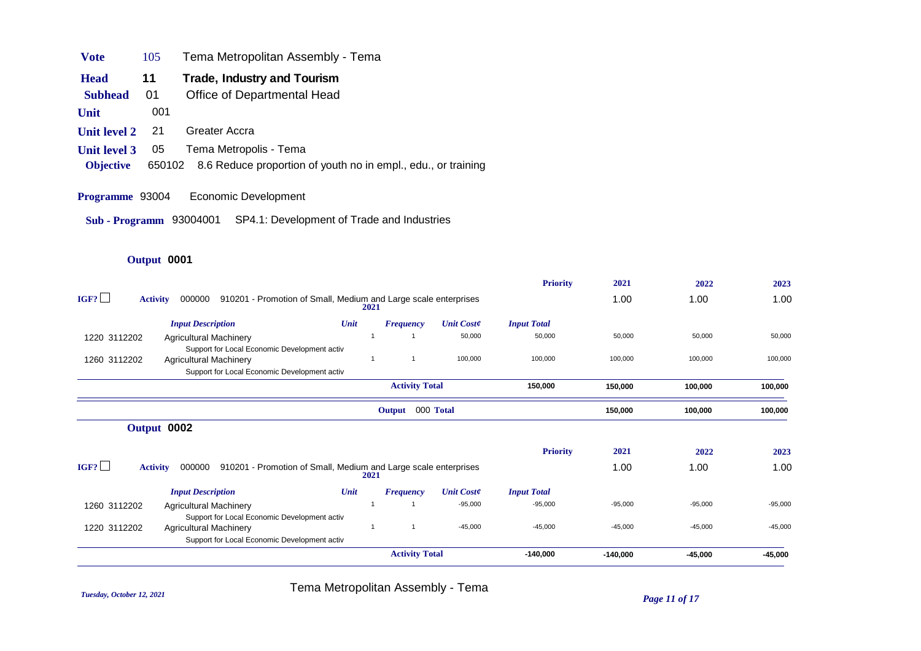**Vote** 105 Tema Metropolitan Assembly - Tema

**Head** 11 **Trade, Industry and Tourism**

**Subhead** 01 Office of Departmental Head

**Unit** 001

**Unit level 2** 21 Greater Accra

**Unit level 3** 05 Tema Metropolis - Tema

**Objective** 650102 8.6 Reduce proportion of youth no in empl., edu., or training

**Programme** 93004 Economic Development

**Sub - Programm** 93004001 SP4.1: Development of Trade and Industries

## Output 0001

| IGF? | Activity | | | | Priority | 2021 | 2022 | 2023 |
|---|---|---|---|---|---|---|---|---|
| ☐ | 000000 910201 - Promotion of Small, Medium and Large scale enterprises (2021) | | | | | 1.00 | 1.00 | 1.00 |

| | Input Description | Unit | Frequency | Unit Cost¢ | Input Total | 2021 | 2022 | 2023 |
|---|---|---|---|---|---|---|---|---|
| 1220 3112202 | Agricultural Machinery<br>Support for Local Economic Development activ | 1 | 1 | 50,000 | 50,000 | 50,000 | 50,000 | 50,000 |
| 1260 3112202 | Agricultural Machinery<br>Support for Local Economic Development activ | 1 | 1 | 100,000 | 100,000 | 100,000 | 100,000 | 100,000 |
| | | | **Activity Total** | | **150,000** | **150,000** | **100,000** | **100,000** |
| | | | **Output 000 Total** | | | **150,000** | **100,000** | **100,000** |

## Output 0002

| IGF? | Activity | | | | Priority | 2021 | 2022 | 2023 |
|---|---|---|---|---|---|---|---|---|
| ☐ | 000000 910201 - Promotion of Small, Medium and Large scale enterprises (2021) | | | | | 1.00 | 1.00 | 1.00 |

| | Input Description | Unit | Frequency | Unit Cost¢ | Input Total | 2021 | 2022 | 2023 |
|---|---|---|---|---|---|---|---|---|
| 1260 3112202 | Agricultural Machinery<br>Support for Local Economic Development activ | 1 | 1 | -95,000 | -95,000 | -95,000 | -95,000 | -95,000 |
| 1220 3112202 | Agricultural Machinery<br>Support for Local Economic Development activ | 1 | 1 | -45,000 | -45,000 | -45,000 | -45,000 | -45,000 |
| | | | **Activity Total** | | **-140,000** | **-140,000** | **-45,000** | **-45,000** |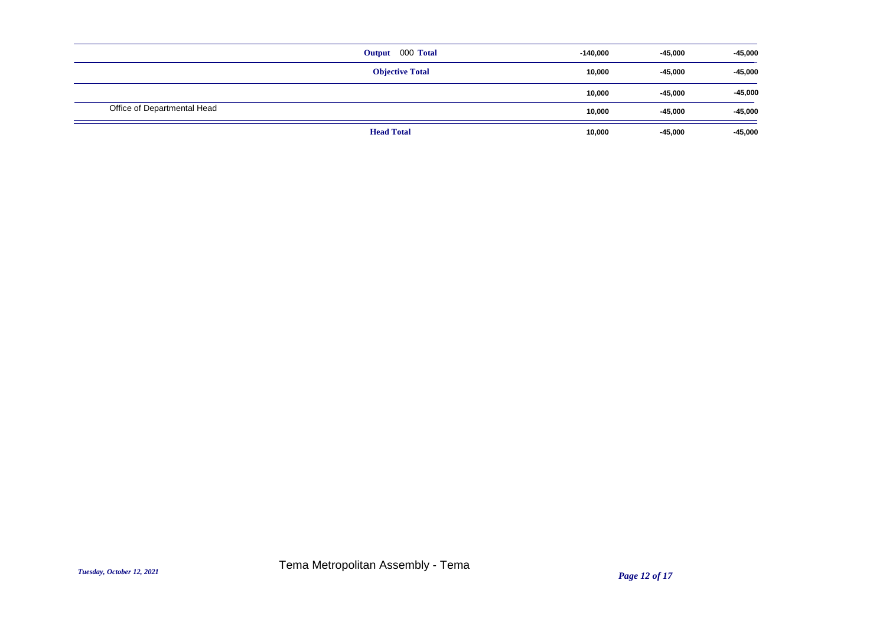| | | | | |
|---|---|---|---|---|
| | Output 000 Total | -140,000 | -45,000 | -45,000 |
| | Objective Total | 10,000 | -45,000 | -45,000 |
| | | 10,000 | -45,000 | -45,000 |
| Office of Departmental Head | | 10,000 | -45,000 | -45,000 |
| | Head Total | 10,000 | -45,000 | -45,000 |

*Tuesday, October 12, 2021*

Tema Metropolitan Assembly - Tema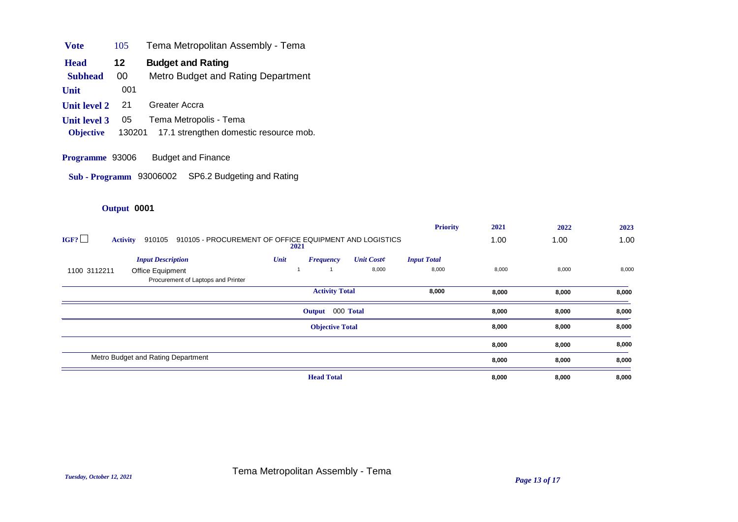**Vote** 105 Tema Metropolitan Assembly - Tema

**Head** **12** **Budget and Rating**

**Subhead** 00 Metro Budget and Rating Department

**Unit** 001

**Unit level 2** 21 Greater Accra

**Unit level 3** 05 Tema Metropolis - Tema

**Objective** 130201 17.1 strengthen domestic resource mob.

**Programme** 93006 Budget and Finance

**Sub - Programm** 93006002 SP6.2 Budgeting and Rating

**Output 0001**

| IGF? ☐ | **Activity** 910105 910105 - PROCUREMENT OF OFFICE EQUIPMENT AND LOGISTICS | | | | **Priority** | **2021** | **2022** | **2023** |
|---|---|---|---|---|---|---|---|---|
| | | | **2021** | | | 1.00 | 1.00 | 1.00 |
| | *Input Description* | *Unit* | *Frequency* | *Unit Cost¢* | *Input Total* | | | |
| 1100 3112211 | Office Equipment<br>Procurement of Laptops and Printer | 1 | 1 | 8,000 | 8,000 | 8,000 | 8,000 | 8,000 |
| | | | **Activity Total** | | **8,000** | **8,000** | **8,000** | **8,000** |
| | | | **Output** 000 **Total** | | | **8,000** | **8,000** | **8,000** |
| | | | **Objective Total** | | | **8,000** | **8,000** | **8,000** |
| | | | | | | **8,000** | **8,000** | **8,000** |
| | Metro Budget and Rating Department | | | | | **8,000** | **8,000** | **8,000** |
| | | | **Head Total** | | | **8,000** | **8,000** | **8,000** |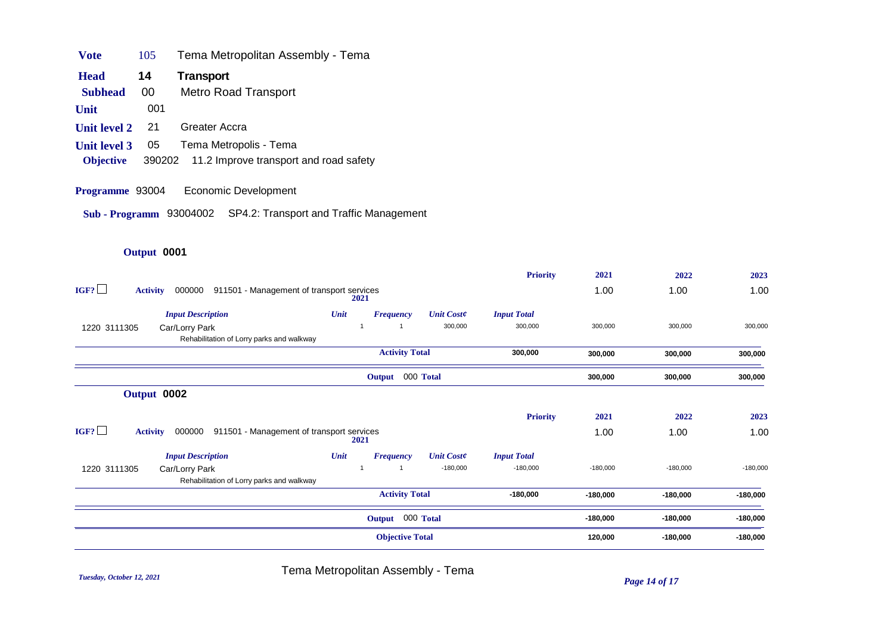**Vote** 105 Tema Metropolitan Assembly - Tema

**Head** 14 **Transport**

**Subhead** 00 Metro Road Transport

**Unit** 001

**Unit level 2** 21 Greater Accra

**Unit level 3** 05 Tema Metropolis - Tema

**Objective** 390202 11.2 Improve transport and road safety

**Programme** 93004 Economic Development

**Sub - Programm** 93004002 SP4.2: Transport and Traffic Management

**Output 0001**

| | | | | | Priority | 2021 | 2022 | 2023 |
|---|---|---|---|---|---|---|---|---|
| IGF? ☐ | **Activity** 000000 911501 - Management of transport services | 2021 | | | | 1.00 | 1.00 | 1.00 |
| | *Input Description* | *Unit* | *Frequency* | *Unit Cost¢* | *Input Total* | | | |
| 1220 3111305 | Car/Lorry Park<br>Rehabilitation of Lorry parks and walkway | 1 | 1 | 300,000 | 300,000 | 300,000 | 300,000 | 300,000 |
| | | | **Activity Total** | | **300,000** | **300,000** | **300,000** | **300,000** |
| | | | **Output 000 Total** | | | **300,000** | **300,000** | **300,000** |

**Output 0002**

| | | | | | Priority | 2021 | 2022 | 2023 |
|---|---|---|---|---|---|---|---|---|
| IGF? ☐ | **Activity** 000000 911501 - Management of transport services | 2021 | | | | 1.00 | 1.00 | 1.00 |
| | *Input Description* | *Unit* | *Frequency* | *Unit Cost¢* | *Input Total* | | | |
| 1220 3111305 | Car/Lorry Park<br>Rehabilitation of Lorry parks and walkway | 1 | 1 | -180,000 | -180,000 | -180,000 | -180,000 | -180,000 |
| | | | **Activity Total** | | **-180,000** | **-180,000** | **-180,000** | **-180,000** |
| | | | **Output 000 Total** | | | **-180,000** | **-180,000** | **-180,000** |
| | | | **Objective Total** | | | **120,000** | **-180,000** | **-180,000** |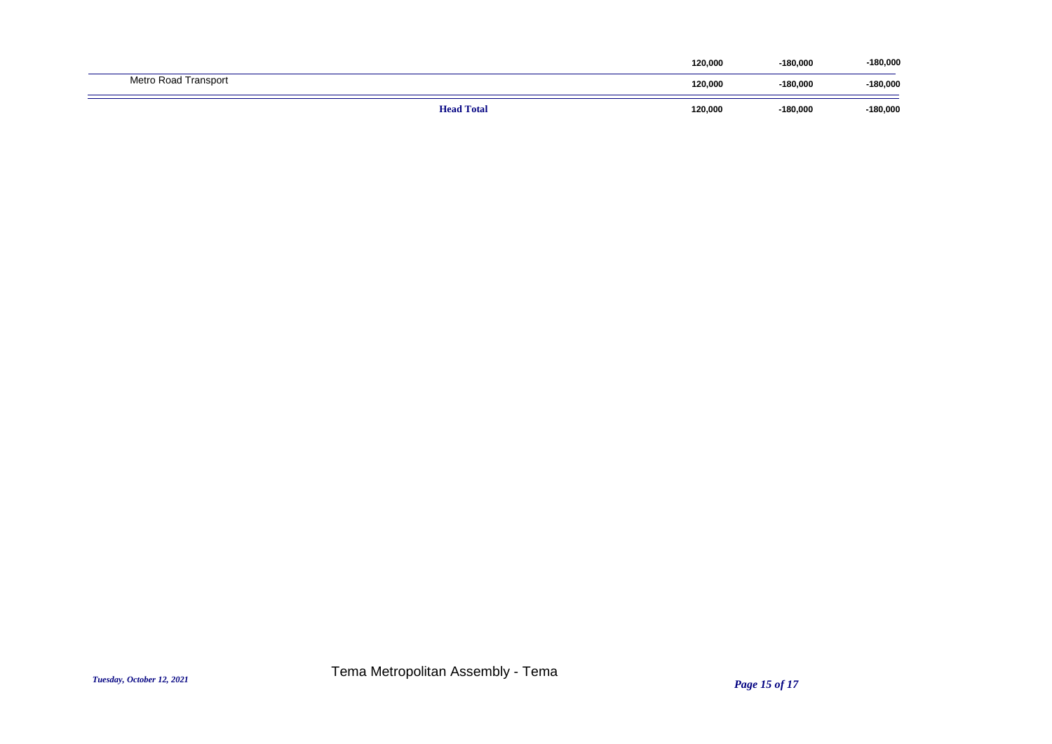| | | | | |
|---|---|---|---|---|
| | | 120,000 | -180,000 | -180,000 |
| Metro Road Transport | | 120,000 | -180,000 | -180,000 |
| | **Head Total** | 120,000 | -180,000 | -180,000 |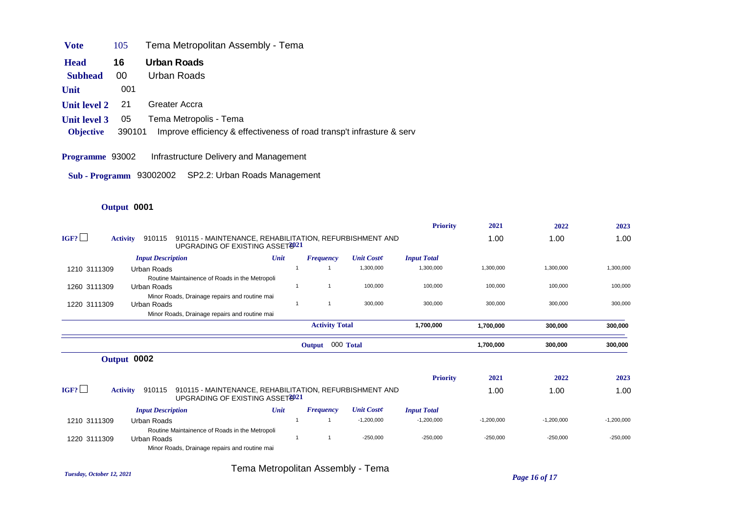**Vote** 105 Tema Metropolitan Assembly - Tema

**Head** 16 **Urban Roads**

**Subhead** 00 Urban Roads

**Unit** 001

**Unit level 2** 21 Greater Accra

**Unit level 3** 05 Tema Metropolis - Tema

**Objective** 390101 Improve efficiency & effectiveness of road transp't infrasture & serv

**Programme** 93002 Infrastructure Delivery and Management

**Sub - Programm** 93002002 SP2.2: Urban Roads Management

**Output 0001**

| | | | | | | Priority | 2021 | 2022 | 2023 |
|---|---|---|---|---|---|---|---|---|---|
| IGF? ☐ | **Activity** 910115 | 910115 - MAINTENANCE, REHABILITATION, REFURBISHMENT AND UPGRADING OF EXISTING ASSETS 2021 | | | | | 1.00 | 1.00 | 1.00 |
| | *Input Description* | | *Unit* | *Frequency* | *Unit Cost¢* | *Input Total* | | | |
| 1210 3111309 | Urban Roads<br>Routine Maintainence of Roads in the Metropoli | | 1 | 1 | 1,300,000 | 1,300,000 | 1,300,000 | 1,300,000 | 1,300,000 |
| 1260 3111309 | Urban Roads<br>Minor Roads, Drainage repairs and routine mai | | 1 | 1 | 100,000 | 100,000 | 100,000 | 100,000 | 100,000 |
| 1220 3111309 | Urban Roads<br>Minor Roads, Drainage repairs and routine mai | | 1 | 1 | 300,000 | 300,000 | 300,000 | 300,000 | 300,000 |
| | | | | **Activity Total** | | 1,700,000 | 1,700,000 | 300,000 | 300,000 |
| | | | | **Output 000 Total** | | | 1,700,000 | 300,000 | 300,000 |

**Output 0002**

| | | | | | | Priority | 2021 | 2022 | 2023 |
|---|---|---|---|---|---|---|---|---|---|
| IGF? ☐ | **Activity** 910115 | 910115 - MAINTENANCE, REHABILITATION, REFURBISHMENT AND UPGRADING OF EXISTING ASSETS 2021 | | | | | 1.00 | 1.00 | 1.00 |
| | *Input Description* | | *Unit* | *Frequency* | *Unit Cost¢* | *Input Total* | | | |
| 1210 3111309 | Urban Roads<br>Routine Maintainence of Roads in the Metropoli | | 1 | 1 | -1,200,000 | -1,200,000 | -1,200,000 | -1,200,000 | -1,200,000 |
| 1220 3111309 | Urban Roads<br>Minor Roads, Drainage repairs and routine mai | | 1 | 1 | -250,000 | -250,000 | -250,000 | -250,000 | -250,000 |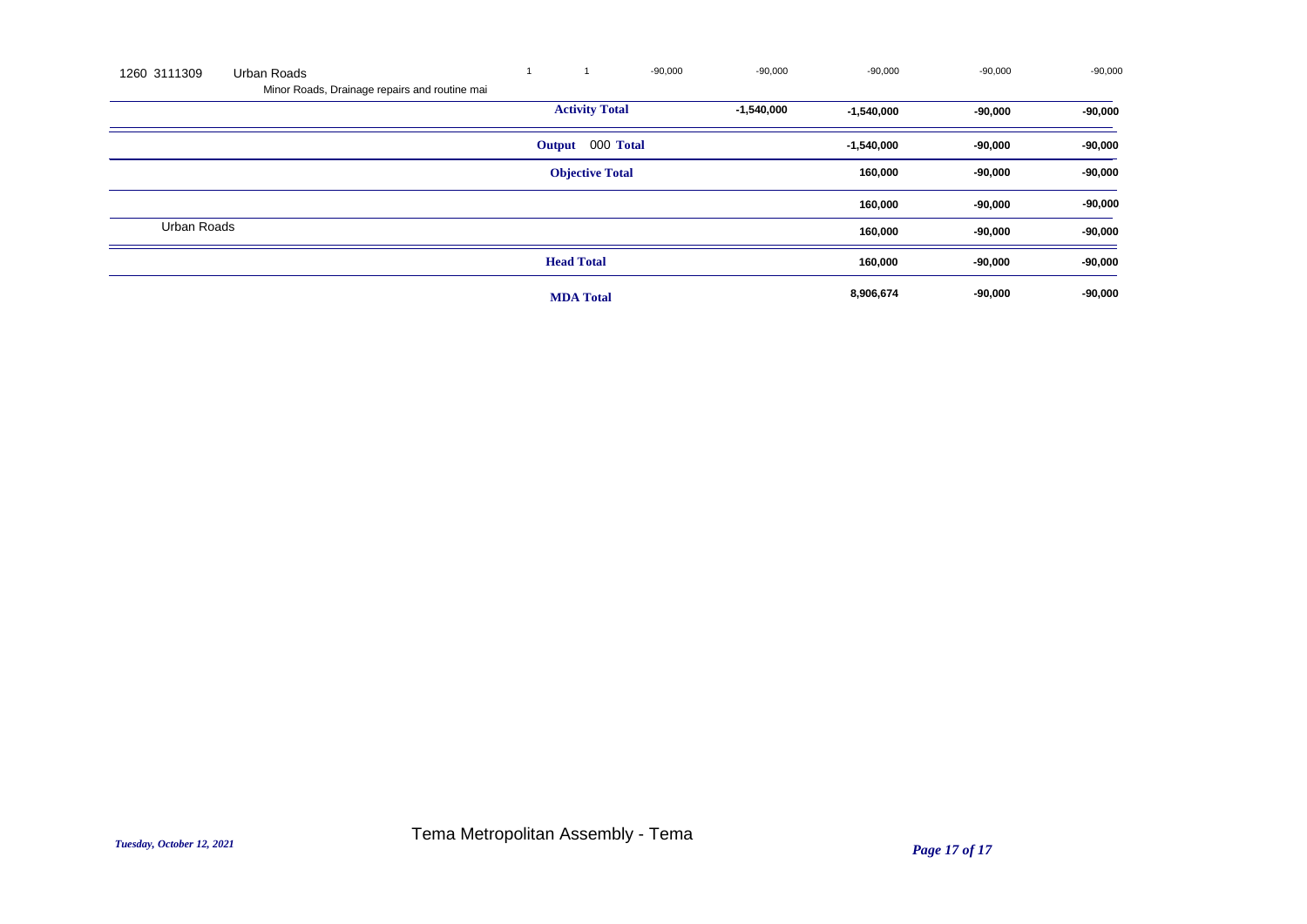| | | | | | | | | |
|---|---|---|---|---|---|---|---|---|
| 1260 3111309 | Urban Roads<br>Minor Roads, Drainage repairs and routine mai | 1 | 1 | -90,000 | -90,000 | -90,000 | -90,000 | -90,000 |
| | | **Activity Total** | | | **-1,540,000** | **-1,540,000** | **-90,000** | **-90,000** |
| | | **Output 000 Total** | | | | **-1,540,000** | **-90,000** | **-90,000** |
| | | **Objective Total** | | | | **160,000** | **-90,000** | **-90,000** |
| | | | | | | **160,000** | **-90,000** | **-90,000** |
| Urban Roads | | | | | | **160,000** | **-90,000** | **-90,000** |
| | | **Head Total** | | | | **160,000** | **-90,000** | **-90,000** |
| | | **MDA Total** | | | | **8,906,674** | **-90,000** | **-90,000** |

*Tuesday, October 12, 2021*

Tema Metropolitan Assembly - Tema